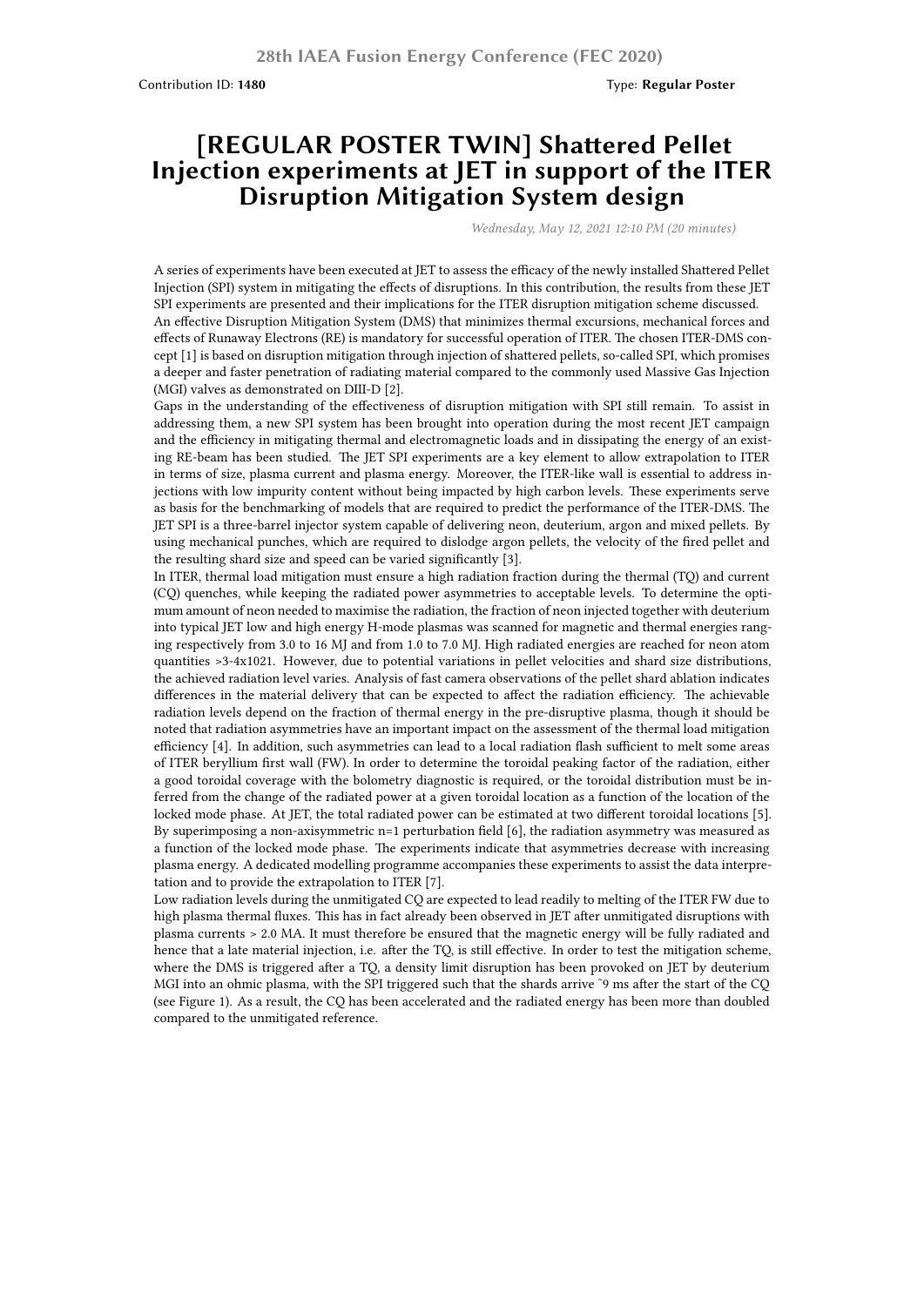Contribution ID: **1480** Type: **Regular Poster**

# [REGULAR POSTER TWIN] Shattered Pellet Injection experiments at JET in support of the ITER Disruption Mitigation System design

*Wednesday, May 12, 2021 12:10 PM (20 minutes)*

A series of experiments have been executed at JET to assess the efficacy of the newly installed Shattered Pellet Injection (SPI) system in mitigating the effects of disruptions. In this contribution, the results from these JET SPI experiments are presented and their implications for the ITER disruption mitigation scheme discussed.
An effective Disruption Mitigation System (DMS) that minimizes thermal excursions, mechanical forces and effects of Runaway Electrons (RE) is mandatory for successful operation of ITER. The chosen ITER-DMS concept [1] is based on disruption mitigation through injection of shattered pellets, so-called SPI, which promises a deeper and faster penetration of radiating material compared to the commonly used Massive Gas Injection (MGI) valves as demonstrated on DIII-D [2].
Gaps in the understanding of the effectiveness of disruption mitigation with SPI still remain. To assist in addressing them, a new SPI system has been brought into operation during the most recent JET campaign and the efficiency in mitigating thermal and electromagnetic loads and in dissipating the energy of an existing RE-beam has been studied. The JET SPI experiments are a key element to allow extrapolation to ITER in terms of size, plasma current and plasma energy. Moreover, the ITER-like wall is essential to address injections with low impurity content without being impacted by high carbon levels. These experiments serve as basis for the benchmarking of models that are required to predict the performance of the ITER-DMS. The JET SPI is a three-barrel injector system capable of delivering neon, deuterium, argon and mixed pellets. By using mechanical punches, which are required to dislodge argon pellets, the velocity of the fired pellet and the resulting shard size and speed can be varied significantly [3].
In ITER, thermal load mitigation must ensure a high radiation fraction during the thermal (TQ) and current (CQ) quenches, while keeping the radiated power asymmetries to acceptable levels. To determine the optimum amount of neon needed to maximise the radiation, the fraction of neon injected together with deuterium into typical JET low and high energy H-mode plasmas was scanned for magnetic and thermal energies ranging respectively from 3.0 to 16 MJ and from 1.0 to 7.0 MJ. High radiated energies are reached for neon atom quantities >3-4x1021. However, due to potential variations in pellet velocities and shard size distributions, the achieved radiation level varies. Analysis of fast camera observations of the pellet shard ablation indicates differences in the material delivery that can be expected to affect the radiation efficiency. The achievable radiation levels depend on the fraction of thermal energy in the pre-disruptive plasma, though it should be noted that radiation asymmetries have an important impact on the assessment of the thermal load mitigation efficiency [4]. In addition, such asymmetries can lead to a local radiation flash sufficient to melt some areas of ITER beryllium first wall (FW). In order to determine the toroidal peaking factor of the radiation, either a good toroidal coverage with the bolometry diagnostic is required, or the toroidal distribution must be inferred from the change of the radiated power at a given toroidal location as a function of the location of the locked mode phase. At JET, the total radiated power can be estimated at two different toroidal locations [5]. By superimposing a non-axisymmetric n=1 perturbation field [6], the radiation asymmetry was measured as a function of the locked mode phase. The experiments indicate that asymmetries decrease with increasing plasma energy. A dedicated modelling programme accompanies these experiments to assist the data interpretation and to provide the extrapolation to ITER [7].
Low radiation levels during the unmitigated CQ are expected to lead readily to melting of the ITER FW due to high plasma thermal fluxes. This has in fact already been observed in JET after unmitigated disruptions with plasma currents > 2.0 MA. It must therefore be ensured that the magnetic energy will be fully radiated and hence that a late material injection, i.e. after the TQ, is still effective. In order to test the mitigation scheme, where the DMS is triggered after a TQ, a density limit disruption has been provoked on JET by deuterium MGI into an ohmic plasma, with the SPI triggered such that the shards arrive ~9 ms after the start of the CQ (see Figure 1). As a result, the CQ has been accelerated and the radiated energy has been more than doubled compared to the unmitigated reference.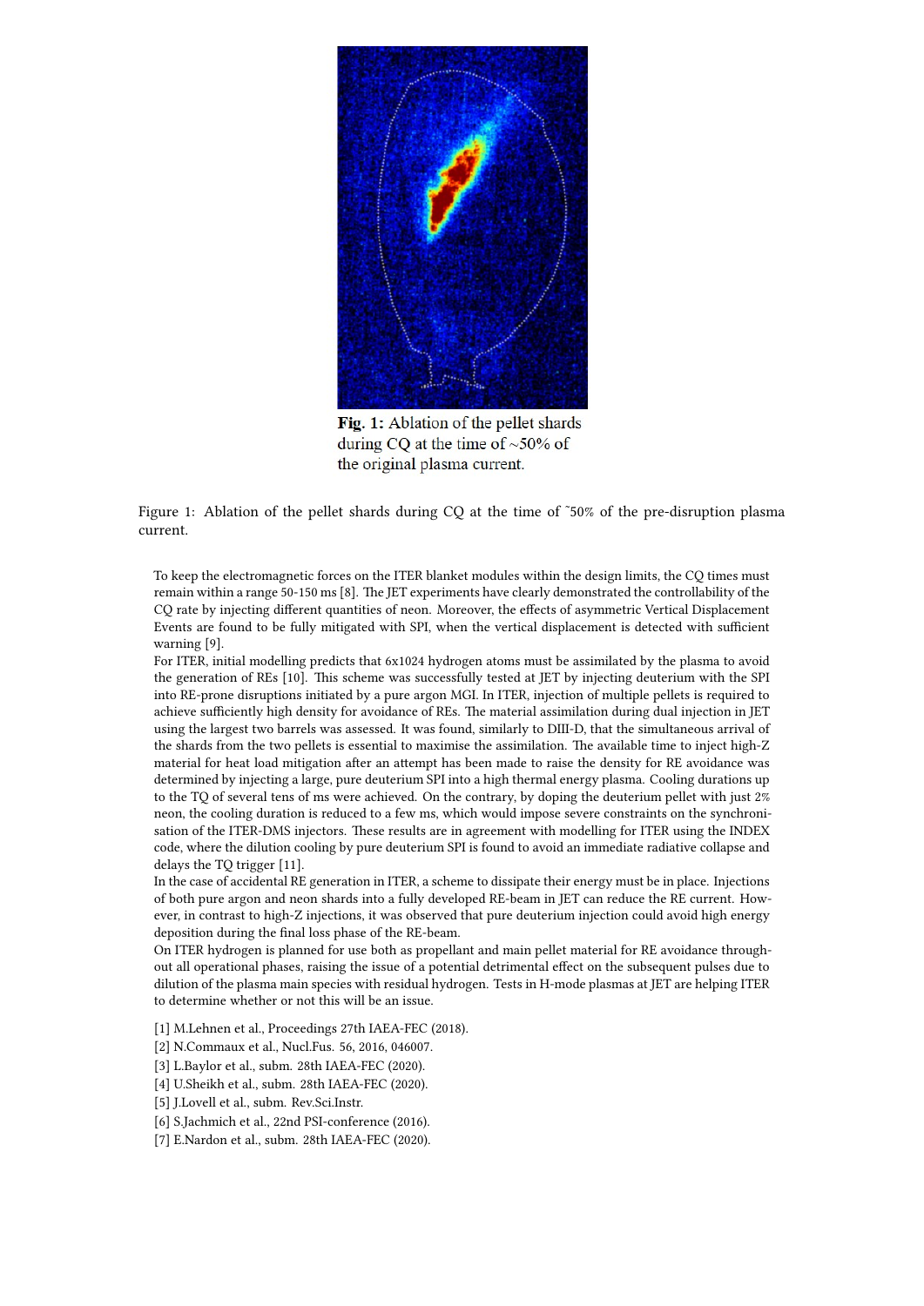Fig. 1: Ablation of the pellet shards during CQ at the time of ~50% of the original plasma current.

Figure 1: Ablation of the pellet shards during CQ at the time of ~50% of the pre-disruption plasma current.

To keep the electromagnetic forces on the ITER blanket modules within the design limits, the CQ times must remain within a range 50-150 ms [8]. The JET experiments have clearly demonstrated the controllability of the CQ rate by injecting different quantities of neon. Moreover, the effects of asymmetric Vertical Displacement Events are found to be fully mitigated with SPI, when the vertical displacement is detected with sufficient warning [9].

For ITER, initial modelling predicts that 6x1024 hydrogen atoms must be assimilated by the plasma to avoid the generation of REs [10]. This scheme was successfully tested at JET by injecting deuterium with the SPI into RE-prone disruptions initiated by a pure argon MGI. In ITER, injection of multiple pellets is required to achieve sufficiently high density for avoidance of REs. The material assimilation during dual injection in JET using the largest two barrels was assessed. It was found, similarly to DIII-D, that the simultaneous arrival of the shards from the two pellets is essential to maximise the assimilation. The available time to inject high-Z material for heat load mitigation after an attempt has been made to raise the density for RE avoidance was determined by injecting a large, pure deuterium SPI into a high thermal energy plasma. Cooling durations up to the TQ of several tens of ms were achieved. On the contrary, by doping the deuterium pellet with just 2% neon, the cooling duration is reduced to a few ms, which would impose severe constraints on the synchronisation of the ITER-DMS injectors. These results are in agreement with modelling for ITER using the INDEX code, where the dilution cooling by pure deuterium SPI is found to avoid an immediate radiative collapse and delays the TQ trigger [11].

In the case of accidental RE generation in ITER, a scheme to dissipate their energy must be in place. Injections of both pure argon and neon shards into a fully developed RE-beam in JET can reduce the RE current. However, in contrast to high-Z injections, it was observed that pure deuterium injection could avoid high energy deposition during the final loss phase of the RE-beam.

On ITER hydrogen is planned for use both as propellant and main pellet material for RE avoidance throughout all operational phases, raising the issue of a potential detrimental effect on the subsequent pulses due to dilution of the plasma main species with residual hydrogen. Tests in H-mode plasmas at JET are helping ITER to determine whether or not this will be an issue.

[1] M.Lehnen et al., Proceedings 27th IAEA-FEC (2018).
[2] N.Commaux et al., Nucl.Fus. 56, 2016, 046007.
[3] L.Baylor et al., subm. 28th IAEA-FEC (2020).
[4] U.Sheikh et al., subm. 28th IAEA-FEC (2020).
[5] J.Lovell et al., subm. Rev.Sci.Instr.
[6] S.Jachmich et al., 22nd PSI-conference (2016).
[7] E.Nardon et al., subm. 28th IAEA-FEC (2020).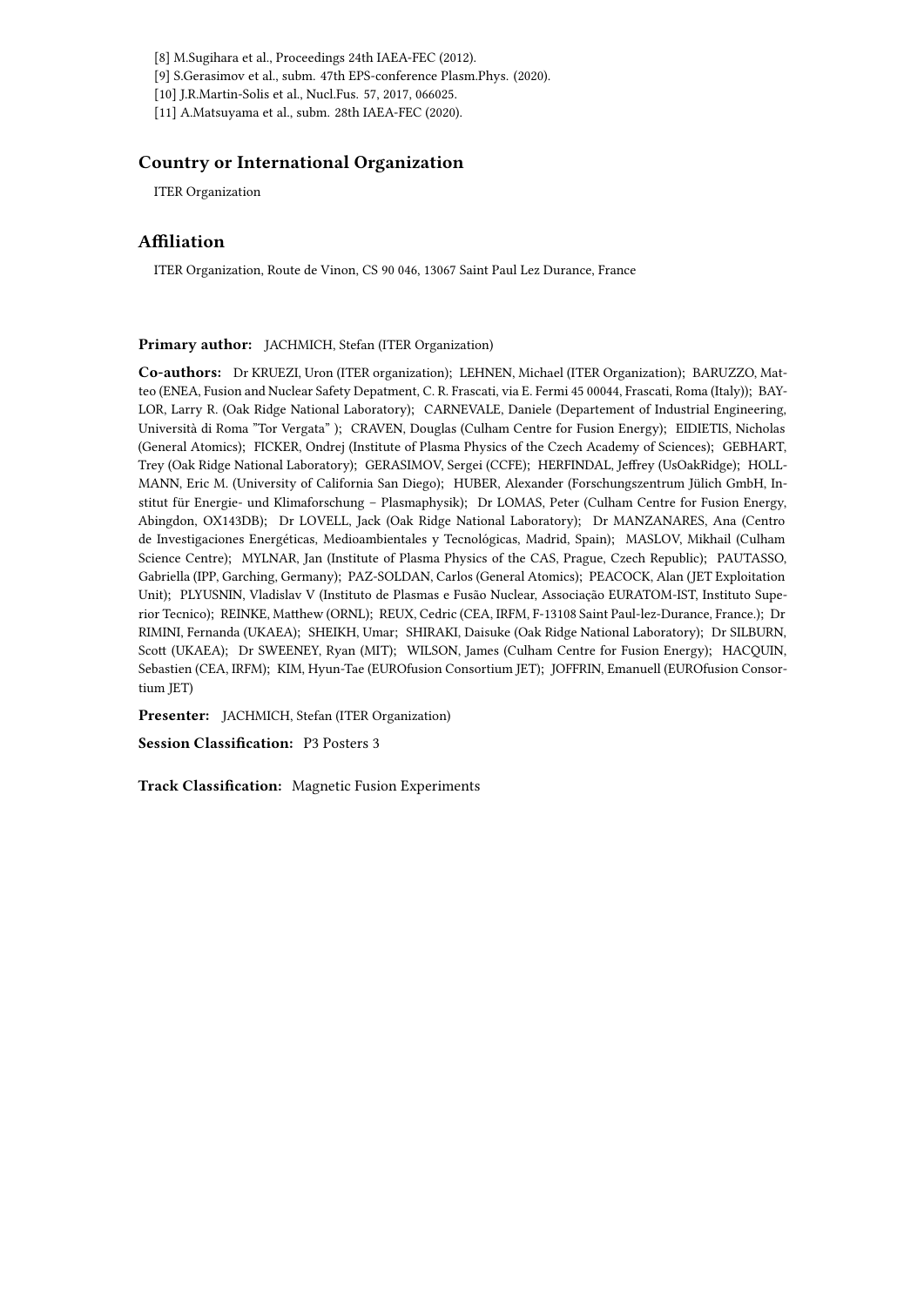[8] M.Sugihara et al., Proceedings 24th IAEA-FEC (2012).
[9] S.Gerasimov et al., subm. 47th EPS-conference Plasm.Phys. (2020).
[10] J.R.Martin-Solis et al., Nucl.Fus. 57, 2017, 066025.
[11] A.Matsuyama et al., subm. 28th IAEA-FEC (2020).

## Country or International Organization

ITER Organization

## Affiliation

ITER Organization, Route de Vinon, CS 90 046, 13067 Saint Paul Lez Durance, France

**Primary author:** JACHMICH, Stefan (ITER Organization)

**Co-authors:** Dr KRUEZI, Uron (ITER organization); LEHNEN, Michael (ITER Organization); BARUZZO, Matteo (ENEA, Fusion and Nuclear Safety Depatment, C. R. Frascati, via E. Fermi 45 00044, Frascati, Roma (Italy)); BAYLOR, Larry R. (Oak Ridge National Laboratory); CARNEVALE, Daniele (Departement of Industrial Engineering, Università di Roma "Tor Vergata" ); CRAVEN, Douglas (Culham Centre for Fusion Energy); EIDIETIS, Nicholas (General Atomics); FICKER, Ondrej (Institute of Plasma Physics of the Czech Academy of Sciences); GEBHART, Trey (Oak Ridge National Laboratory); GERASIMOV, Sergei (CCFE); HERFINDAL, Jeffrey (UsOakRidge); HOLLMANN, Eric M. (University of California San Diego); HUBER, Alexander (Forschungszentrum Jülich GmbH, Institut für Energie- und Klimaforschung – Plasmaphysik); Dr LOMAS, Peter (Culham Centre for Fusion Energy, Abingdon, OX143DB); Dr LOVELL, Jack (Oak Ridge National Laboratory); Dr MANZANARES, Ana (Centro de Investigaciones Energéticas, Medioambientales y Tecnológicas, Madrid, Spain); MASLOV, Mikhail (Culham Science Centre); MYLNAR, Jan (Institute of Plasma Physics of the CAS, Prague, Czech Republic); PAUTASSO, Gabriella (IPP, Garching, Germany); PAZ-SOLDAN, Carlos (General Atomics); PEACOCK, Alan (JET Exploitation Unit); PLYUSNIN, Vladislav V (Instituto de Plasmas e Fusão Nuclear, Associação EURATOM-IST, Instituto Superior Tecnico); REINKE, Matthew (ORNL); REUX, Cedric (CEA, IRFM, F-13108 Saint Paul-lez-Durance, France.); Dr RIMINI, Fernanda (UKAEA); SHEIKH, Umar; SHIRAKI, Daisuke (Oak Ridge National Laboratory); Dr SILBURN, Scott (UKAEA); Dr SWEENEY, Ryan (MIT); WILSON, James (Culham Centre for Fusion Energy); HACQUIN, Sebastien (CEA, IRFM); KIM, Hyun-Tae (EUROfusion Consortium JET); JOFFRIN, Emanuell (EUROfusion Consortium JET)

**Presenter:** JACHMICH, Stefan (ITER Organization)

**Session Classification:** P3 Posters 3

**Track Classification:** Magnetic Fusion Experiments